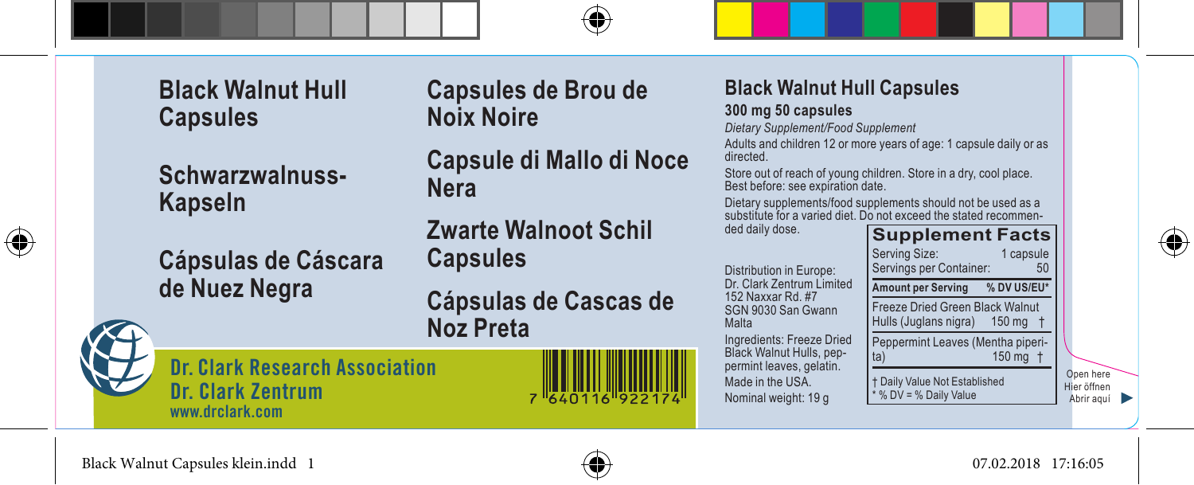# Black Walnut Hull Capsules

# Schwarzwalnuss-Kapseln

# Cápsulas de Cáscara de Nuez Negra

# Capsules de Brou de Noix Noire

# Capsule di Mallo di Noce Nera

# Zwarte Walnoot Schil Capsules

# Cápsulas de Cascas de Noz Preta

**Dr. Clark Research Association**
**Dr. Clark Zentrum**
**www.drclark.com**

7 640116 922174

## Black Walnut Hull Capsules

**300 mg 50 capsules**

*Dietary Supplement/Food Supplement*

Adults and children 12 or more years of age: 1 capsule daily or as directed.

Store out of reach of young children. Store in a dry, cool place. Best before: see expiration date.

Dietary supplements/food supplements should not be used as a substitute for a varied diet. Do not exceed the stated recommended daily dose.

Distribution in Europe:
Dr. Clark Zentrum Limited
152 Naxxar Rd. #7
SGN 9030 San Gwann
Malta

Ingredients: Freeze Dried Black Walnut Hulls, peppermint leaves, gelatin.

Made in the USA.

Nominal weight: 19 g

**Supplement Facts**

Serving Size: 1 capsule
Servings per Container: 50

| Amount per Serving | % DV US/EU* |
|---|---|
| Freeze Dried Green Black Walnut Hulls (Juglans nigra) 150 mg | † |
| Peppermint Leaves (Mentha piperita) 150 mg | † |

† Daily Value Not Established
\* % DV = % Daily Value

Open here
Hier öffnen
Abrir aquí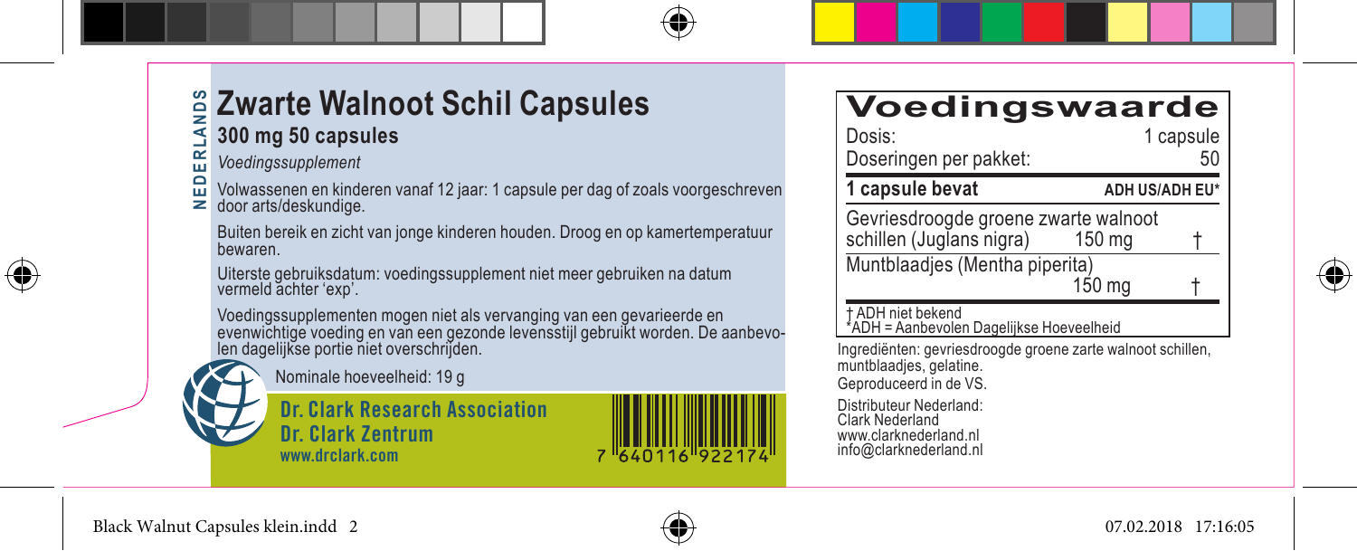NEDERLANDS

# Zwarte Walnoot Schil Capsules

## 300 mg 50 capsules

*Voedingssupplement*

Volwassenen en kinderen vanaf 12 jaar: 1 capsule per dag of zoals voorgeschreven door arts/deskundige.

Buiten bereik en zicht van jonge kinderen houden. Droog en op kamertemperatuur bewaren.

Uiterste gebruiksdatum: voedingssupplement niet meer gebruiken na datum vermeld achter 'exp'.

Voedingssupplementen mogen niet als vervanging van een gevarieerde en evenwichtige voeding en van een gezonde levensstijl gebruikt worden. De aanbevolen dagelijkse portie niet overschrijden.

Nominale hoeveelheid: 19 g

**Dr. Clark Research Association**
**Dr. Clark Zentrum**
**www.drclark.com**

7 640116 922174

# Voedingswaarde

| | | |
|---|---|---|
| Dosis: | 1 capsule | |
| Doseringen per pakket: | 50 | |
| **1 capsule bevat** | | **ADH US/ADH EU*** |
| Gevriesdroogde groene zwarte walnoot schillen (Juglans nigra) | 150 mg | † |
| Muntblaadjes (Mentha piperita) | 150 mg | † |

† ADH niet bekend
*ADH = Aanbevolen Dagelijkse Hoeveelheid

Ingrediënten: gevriesdroogde groene zarte walnoot schillen, muntblaadjes, gelatine.
Geproduceerd in de VS.

Distributeur Nederland:
Clark Nederland
www.clarknederland.nl
info@clarknederland.nl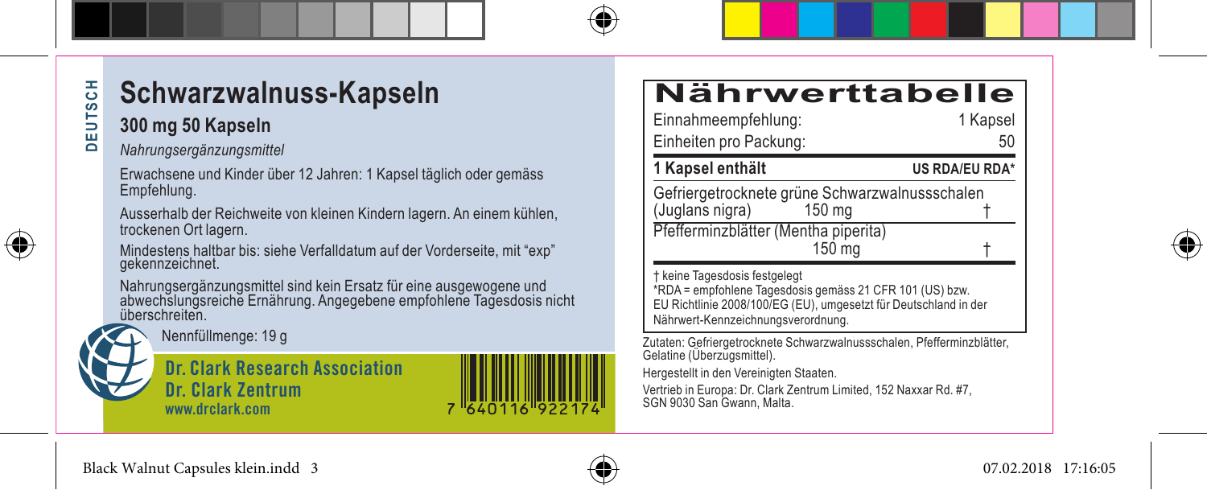DEUTSCH

# Schwarzwalnuss-Kapseln

## 300 mg 50 Kapseln

*Nahrungsergänzungsmittel*

Erwachsene und Kinder über 12 Jahren: 1 Kapsel täglich oder gemäss Empfehlung.

Ausserhalb der Reichweite von kleinen Kindern lagern. An einem kühlen, trockenen Ort lagern.

Mindestens haltbar bis: siehe Verfalldatum auf der Vorderseite, mit “exp” gekennzeichnet.

Nahrungsergänzungsmittel sind kein Ersatz für eine ausgewogene und abwechslungsreiche Ernährung. Angegebene empfohlene Tagesdosis nicht überschreiten.

Nennfüllmenge: 19 g

**Dr. Clark Research Association**
**Dr. Clark Zentrum**
**www.drclark.com**

7 640116 922174

## Nährwerttabelle

| | | |
|---|---|---|
| Einnahmeempfehlung: | | 1 Kapsel |
| Einheiten pro Packung: | | 50 |
| **1 Kapsel enthält** | | **US RDA/EU RDA*** |
| Gefriergetrocknete grüne Schwarzwalnussschalen (Juglans nigra) | 150 mg | † |
| Pfefferminzblätter (Mentha piperita) | 150 mg | † |

† keine Tagesdosis festgelegt
*RDA = empfohlene Tagesdosis gemäss 21 CFR 101 (US) bzw. EU Richtlinie 2008/100/EG (EU), umgesetzt für Deutschland in der Nährwert-Kennzeichnungsverordnung.

Zutaten: Gefriergetrocknete Schwarzwalnussschalen, Pfefferminzblätter, Gelatine (Überzugsmittel).

Hergestellt in den Vereinigten Staaten.

Vertrieb in Europa: Dr. Clark Zentrum Limited, 152 Naxxar Rd. #7, SGN 9030 San Gwann, Malta.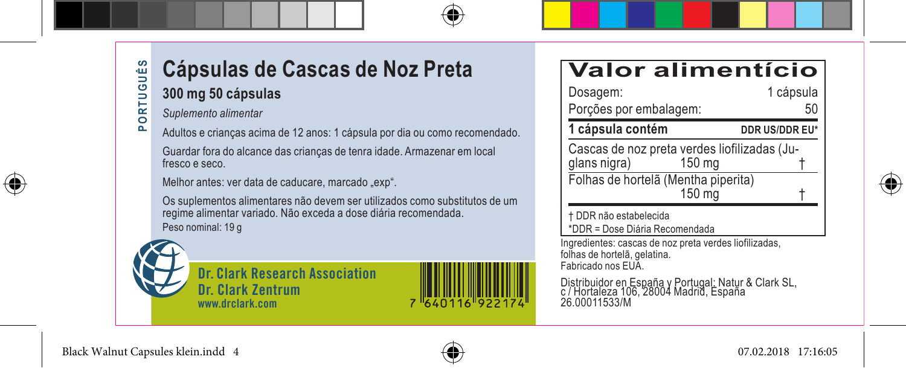PORTUGUÊS

# Cápsulas de Cascas de Noz Preta

## 300 mg 50 cápsulas

*Suplemento alimentar*

Adultos e crianças acima de 12 anos: 1 cápsula por dia ou como recomendado.

Guardar fora do alcance das crianças de tenra idade. Armazenar em local fresco e seco.

Melhor antes: ver data de caducare, marcado „exp".

Os suplementos alimentares não devem ser utilizados como substitutos de um regime alimentar variado. Não exceda a dose diária recomendada.

Peso nominal: 19 g

**Dr. Clark Research Association**
**Dr. Clark Zentrum**
**www.drclark.com**

7 640116 922174

## Valor alimentício

| | | |
|---|---|---|
| Dosagem: | | 1 cápsula |
| Porções por embalagem: | | 50 |
| **1 cápsula contém** | | **DDR US/DDR EU*** |
| Cascas de noz preta verdes liofilizadas (Juglans nigra) | 150 mg | † |
| Folhas de hortelã (Mentha piperita) | 150 mg | † |

† DDR não estabelecida
*DDR = Dose Diária Recomendada

Ingredientes: cascas de noz preta verdes liofilizadas, folhas de hortelã, gelatina.
Fabricado nos EUA.

Distribuidor en España y Portugal: Natur & Clark SL, c / Hortaleza 106, 28004 Madrid, España
26.00011533/M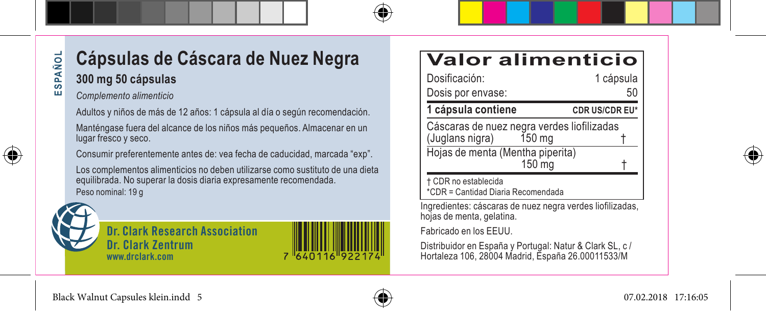ESPAÑOL

# Cápsulas de Cáscara de Nuez Negra

## 300 mg 50 cápsulas

*Complemento alimenticio*

Adultos y niños de más de 12 años: 1 cápsula al día o según recomendación.

Manténgase fuera del alcance de los niños más pequeños. Almacenar en un lugar fresco y seco.

Consumir preferentemente antes de: vea fecha de caducidad, marcada "exp".

Los complementos alimenticios no deben utilizarse como sustituto de una dieta equilibrada. No superar la dosis diaria expresamente recomendada.
Peso nominal: 19 g

**Dr. Clark Research Association**
**Dr. Clark Zentrum**
**www.drclark.com**

7 640116 922174

## Valor alimenticio

| | | |
|---|---|---|
| Dosificación: | | 1 cápsula |
| Dosis por envase: | | 50 |
| **1 cápsula contiene** | | **CDR US/CDR EU*** |
| Cáscaras de nuez negra verdes liofilizadas (Juglans nigra) | 150 mg | † |
| Hojas de menta (Mentha piperita) | 150 mg | † |

† CDR no establecida
*CDR = Cantidad Diaria Recomendada

Ingredientes: cáscaras de nuez negra verdes liofilizadas, hojas de menta, gelatina.

Fabricado en los EEUU.

Distribuidor en España y Portugal: Natur & Clark SL, c / Hortaleza 106, 28004 Madrid, España 26.00011533/M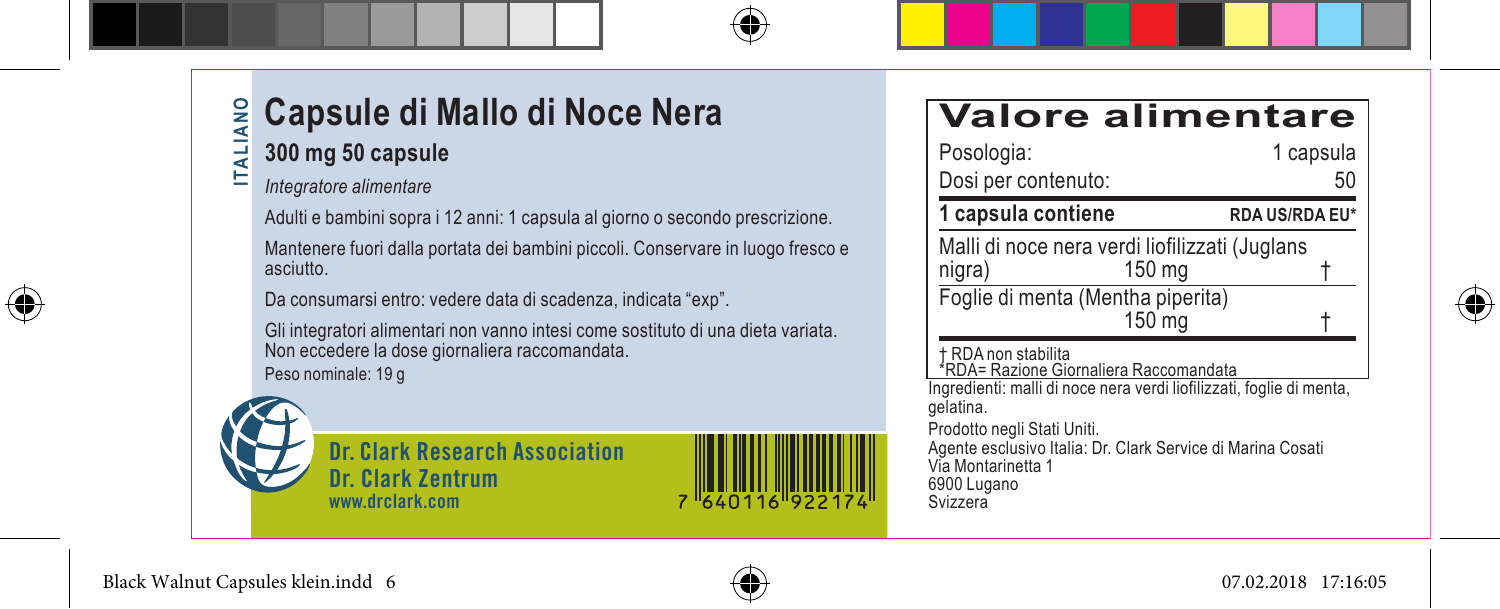ITALIANO

# Capsule di Mallo di Noce Nera

## 300 mg 50 capsule

*Integratore alimentare*

Adulti e bambini sopra i 12 anni: 1 capsula al giorno o secondo prescrizione.

Mantenere fuori dalla portata dei bambini piccoli. Conservare in luogo fresco e asciutto.

Da consumarsi entro: vedere data di scadenza, indicata "exp".

Gli integratori alimentari non vanno intesi come sostituto di una dieta variata. Non eccedere la dose giornaliera raccomandata.

Peso nominale: 19 g

**Dr. Clark Research Association**
**Dr. Clark Zentrum**
**www.drclark.com**

7 640116 922174

## Valore alimentare

| | | |
|---|---|---|
| Posologia: | | 1 capsula |
| Dosi per contenuto: | | 50 |
| **1 capsula contiene** | | **RDA US/RDA EU*** |
| Malli di noce nera verdi liofilizzati (Juglans nigra) | 150 mg | † |
| Foglie di menta (Mentha piperita) | 150 mg | † |

† RDA non stabilita
*RDA= Razione Giornaliera Raccomandata

Ingredienti: malli di noce nera verdi liofilizzati, foglie di menta, gelatina.

Prodotto negli Stati Uniti.

Agente esclusivo Italia: Dr. Clark Service di Marina Cosati
Via Montarinetta 1
6900 Lugano
Svizzera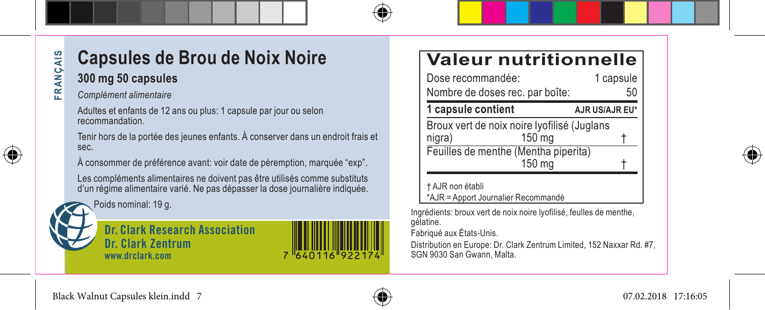FRANÇAIS

# Capsules de Brou de Noix Noire

## 300 mg 50 capsules

*Complément alimentaire*

Adultes et enfants de 12 ans ou plus: 1 capsule par jour ou selon recommandation.

Tenir hors de la portée des jeunes enfants. À conserver dans un endroit frais et sec.

À consommer de préférence avant: voir date de péremption, marquée “exp”.

Les compléments alimentaires ne doivent pas être utilisés comme substituts d’un régime alimentaire varié. Ne pas dépasser la dose journalière indiquée.

Poids nominal: 19 g.

**Dr. Clark Research Association**
**Dr. Clark Zentrum**
www.drclark.com

7 640116 922174

## Valeur nutritionnelle

| | | |
|---|---|---|
| Dose recommandée: | | 1 capsule |
| Nombre de doses rec. par boîte: | | 50 |
| **1 capsule contient** | | **AJR US/AJR EU*** |
| Broux vert de noix noire lyofilisé (Juglans nigra) | 150 mg | † |
| Feuilles de menthe (Mentha piperita) | 150 mg | † |

† AJR non établi
*AJR = Apport Journalier Recommandé

Ingrédients: broux vert de noix noire lyofilisé, feulles de menthe, gélatine.

Fabriqué aux États-Unis.

Distribution en Europe: Dr. Clark Zentrum Limited, 152 Naxxar Rd. #7, SGN 9030 San Gwann, Malta.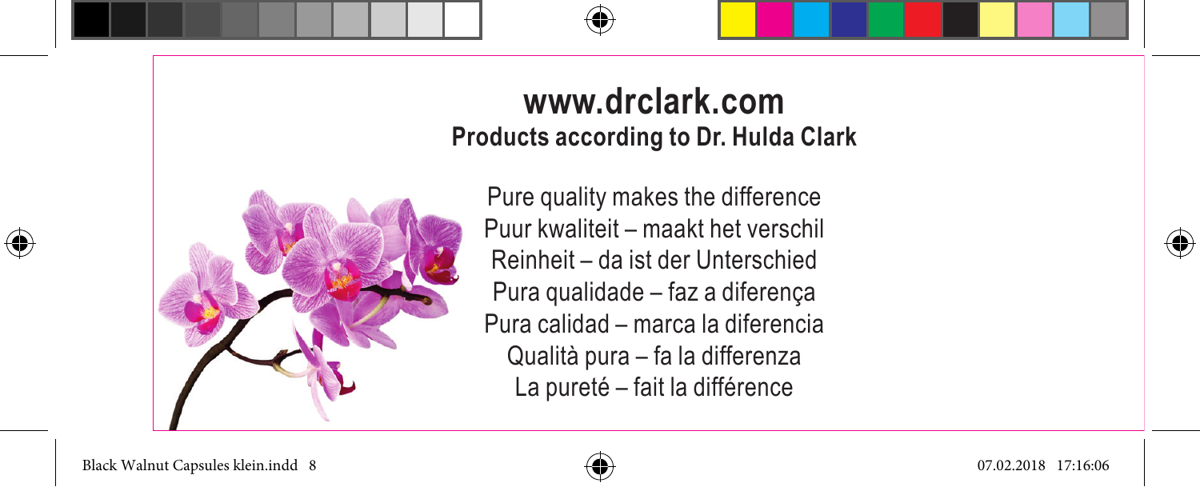# www.drclark.com

## Products according to Dr. Hulda Clark

Pure quality makes the difference
Puur kwaliteit – maakt het verschil
Reinheit – da ist der Unterschied
Pura qualidade – faz a diferença
Pura calidad – marca la diferencia
Qualità pura – fa la differenza
La pureté – fait la différence